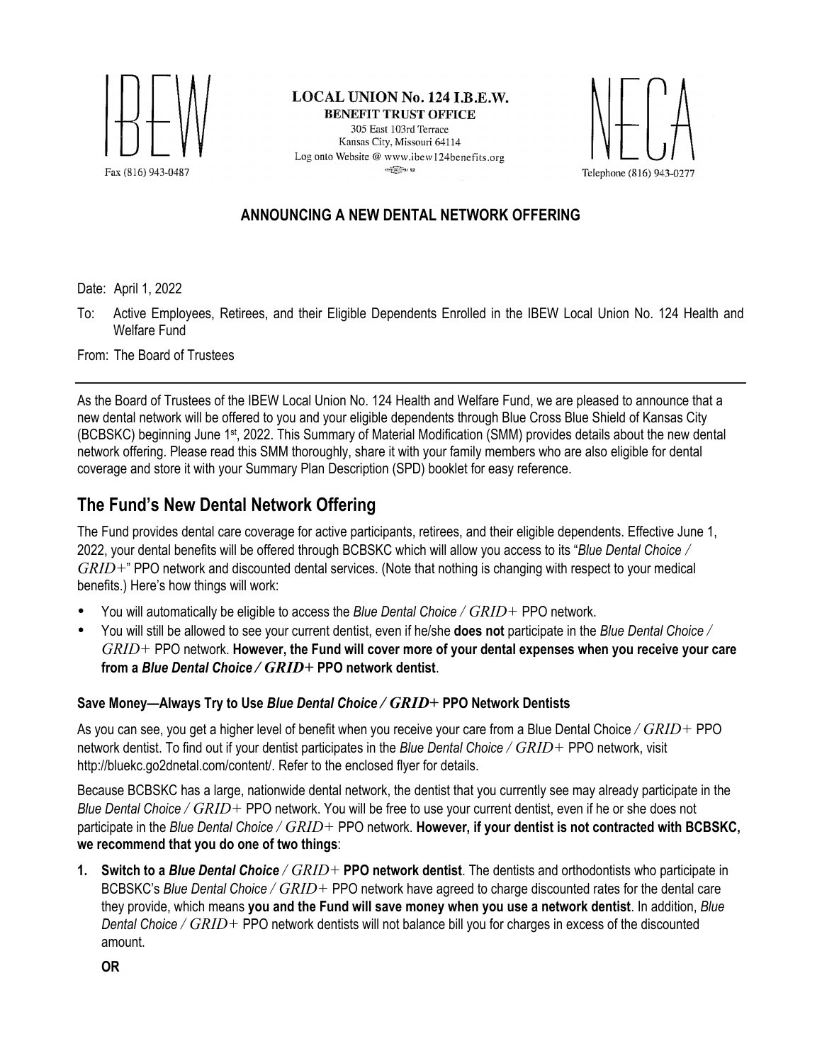IBEW

Fax (816) 943-0487

**LOCAL UNION No. 124 I.B.E.W.**
**BENEFIT TRUST OFFICE**
305 East 103rd Terrace
Kansas City, Missouri 64114
Log onto Website @ www.ibew124benefits.org

NECA

Telephone (816) 943-0277

## ANNOUNCING A NEW DENTAL NETWORK OFFERING

Date: April 1, 2022

To: Active Employees, Retirees, and their Eligible Dependents Enrolled in the IBEW Local Union No. 124 Health and Welfare Fund

From: The Board of Trustees

---

As the Board of Trustees of the IBEW Local Union No. 124 Health and Welfare Fund, we are pleased to announce that a new dental network will be offered to you and your eligible dependents through Blue Cross Blue Shield of Kansas City (BCBSKC) beginning June 1st, 2022. This Summary of Material Modification (SMM) provides details about the new dental network offering. Please read this SMM thoroughly, share it with your family members who are also eligible for dental coverage and store it with your Summary Plan Description (SPD) booklet for easy reference.

## The Fund's New Dental Network Offering

The Fund provides dental care coverage for active participants, retirees, and their eligible dependents. Effective June 1, 2022, your dental benefits will be offered through BCBSKC which will allow you access to its "*Blue Dental Choice / GRID+*" PPO network and discounted dental services. (Note that nothing is changing with respect to your medical benefits.) Here's how things will work:

- You will automatically be eligible to access the *Blue Dental Choice / GRID+* PPO network.
- You will still be allowed to see your current dentist, even if he/she **does not** participate in the *Blue Dental Choice / GRID+* PPO network. **However, the Fund will cover more of your dental expenses when you receive your care from a *Blue Dental Choice / GRID+* PPO network dentist**.

### Save Money—Always Try to Use *Blue Dental Choice / GRID+* PPO Network Dentists

As you can see, you get a higher level of benefit when you receive your care from a Blue Dental Choice */ GRID+* PPO network dentist. To find out if your dentist participates in the *Blue Dental Choice / GRID+* PPO network, visit http://bluekc.go2dnetal.com/content/. Refer to the enclosed flyer for details.

Because BCBSKC has a large, nationwide dental network, the dentist that you currently see may already participate in the *Blue Dental Choice / GRID+* PPO network. You will be free to use your current dentist, even if he or she does not participate in the *Blue Dental Choice / GRID+* PPO network. **However, if your dentist is not contracted with BCBSKC, we recommend that you do one of two things**:

1. **Switch to a *Blue Dental Choice / GRID+* PPO network dentist**. The dentists and orthodontists who participate in BCBSKC's *Blue Dental Choice / GRID+* PPO network have agreed to charge discounted rates for the dental care they provide, which means **you and the Fund will save money when you use a network dentist**. In addition, *Blue Dental Choice / GRID+* PPO network dentists will not balance bill you for charges in excess of the discounted amount.

   **OR**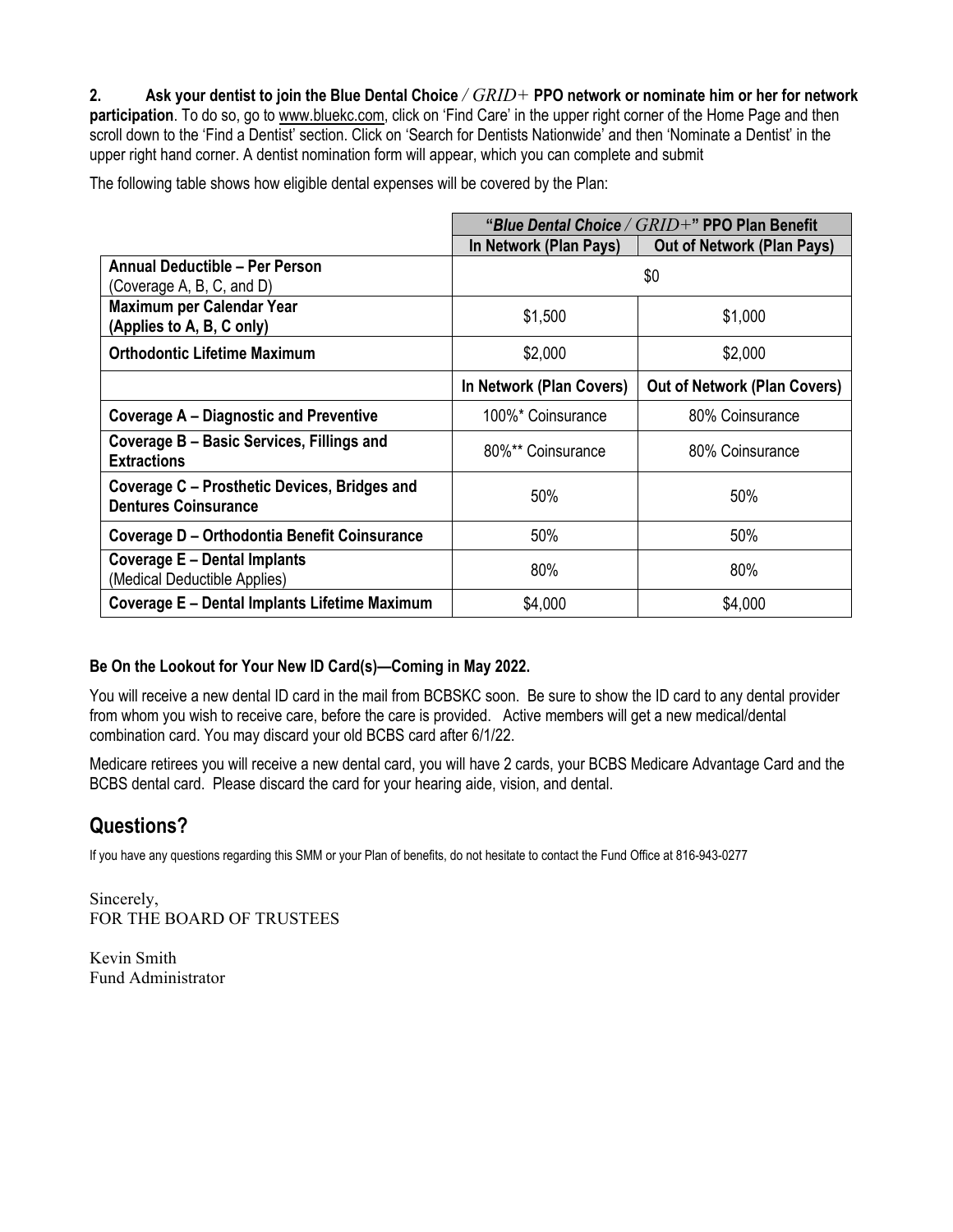**2. Ask your dentist to join the Blue Dental Choice / GRID+ PPO network or nominate him or her for network participation**. To do so, go to www.bluekc.com, click on 'Find Care' in the upper right corner of the Home Page and then scroll down to the 'Find a Dentist' section. Click on 'Search for Dentists Nationwide' and then 'Nominate a Dentist' in the upper right hand corner. A dentist nomination form will appear, which you can complete and submit

The following table shows how eligible dental expenses will be covered by the Plan:

| | **"*Blue Dental Choice* / GRID+" PPO Plan Benefit** | |
|---|---|---|
| | **In Network (Plan Pays)** | **Out of Network (Plan Pays)** |
| **Annual Deductible – Per Person** (Coverage A, B, C, and D) | $0 | |
| **Maximum per Calendar Year (Applies to A, B, C only)** | $1,500 | $1,000 |
| **Orthodontic Lifetime Maximum** | $2,000 | $2,000 |
| | **In Network (Plan Covers)** | **Out of Network (Plan Covers)** |
| **Coverage A – Diagnostic and Preventive** | 100%* Coinsurance | 80% Coinsurance |
| **Coverage B – Basic Services, Fillings and Extractions** | 80%** Coinsurance | 80% Coinsurance |
| **Coverage C – Prosthetic Devices, Bridges and Dentures Coinsurance** | 50% | 50% |
| **Coverage D – Orthodontia Benefit Coinsurance** | 50% | 50% |
| **Coverage E – Dental Implants** (Medical Deductible Applies) | 80% | 80% |
| **Coverage E – Dental Implants Lifetime Maximum** | $4,000 | $4,000 |

**Be On the Lookout for Your New ID Card(s)—Coming in May 2022.**

You will receive a new dental ID card in the mail from BCBSKC soon. Be sure to show the ID card to any dental provider from whom you wish to receive care, before the care is provided. Active members will get a new medical/dental combination card. You may discard your old BCBS card after 6/1/22.

Medicare retirees you will receive a new dental card, you will have 2 cards, your BCBS Medicare Advantage Card and the BCBS dental card. Please discard the card for your hearing aide, vision, and dental.

## Questions?

If you have any questions regarding this SMM or your Plan of benefits, do not hesitate to contact the Fund Office at 816-943-0277

Sincerely,
FOR THE BOARD OF TRUSTEES

Kevin Smith
Fund Administrator